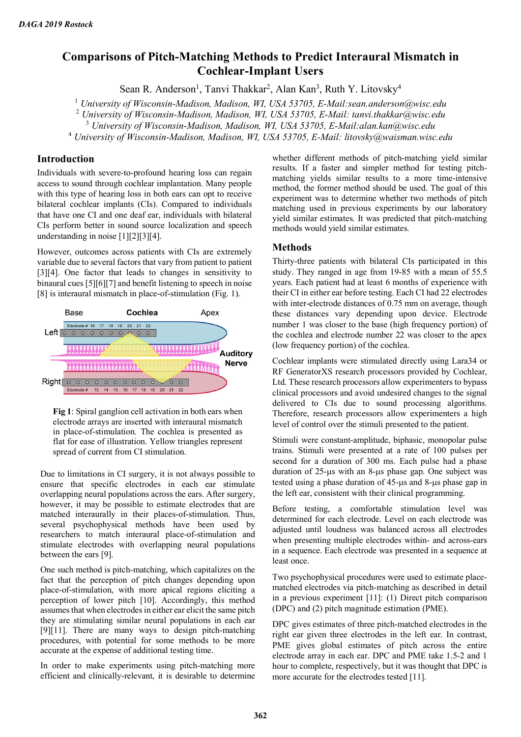# Comparisons of Pitch-Matching Methods to Predict Interaural Mismatch in Cochlear-Implant Users

Sean R. Anderson[1], Tanvi Thakkar[2], Alan Kan[3], Ruth Y. Litovsky[4]

[1] *University of Wisconsin-Madison, Madison, WI, USA 53705, E-Mail:sean.anderson@wisc.edu*
[2] *University of Wisconsin-Madison, Madison, WI, USA 53705, E-Mail: tanvi.thakkar@wisc.edu*
[3] *University of Wisconsin-Madison, Madison, WI, USA 53705, E-Mail:alan.kan@wisc.edu*
[4] *University of Wisconsin-Madison, Madison, WI, USA 53705, E-Mail: litovsky@waisman.wisc.edu*

## Introduction

Individuals with severe-to-profound hearing loss can regain access to sound through cochlear implantation. Many people with this type of hearing loss in both ears can opt to receive bilateral cochlear implants (CIs). Compared to individuals that have one CI and one deaf ear, individuals with bilateral CIs perform better in sound source localization and speech understanding in noise [1][2][3][4].

However, outcomes across patients with CIs are extremely variable due to several factors that vary from patient to patient [3][4]. One factor that leads to changes in sensitivity to binaural cues [5][6][7] and benefit listening to speech in noise [8] is interaural mismatch in place-of-stimulation (Fig. 1).

**Fig 1**: Spiral ganglion cell activation in both ears when electrode arrays are inserted with interaural mismatch in place-of-stimulation. The cochlea is presented as flat for ease of illustration. Yellow triangles represent spread of current from CI stimulation.

Due to limitations in CI surgery, it is not always possible to ensure that specific electrodes in each ear stimulate overlapping neural populations across the ears. After surgery, however, it may be possible to estimate electrodes that are matched interaurally in their places-of-stimulation. Thus, several psychophysical methods have been used by researchers to match interaural place-of-stimulation and stimulate electrodes with overlapping neural populations between the ears [9].

One such method is pitch-matching, which capitalizes on the fact that the perception of pitch changes depending upon place-of-stimulation, with more apical regions eliciting a perception of lower pitch [10]. Accordingly, this method assumes that when electrodes in either ear elicit the same pitch they are stimulating similar neural populations in each ear [9][11]. There are many ways to design pitch-matching procedures, with potential for some methods to be more accurate at the expense of additional testing time.

In order to make experiments using pitch-matching more efficient and clinically-relevant, it is desirable to determine whether different methods of pitch-matching yield similar results. If a faster and simpler method for testing pitch-matching yields similar results to a more time-intensive method, the former method should be used. The goal of this experiment was to determine whether two methods of pitch matching used in previous experiments by our laboratory yield similar estimates. It was predicted that pitch-matching methods would yield similar estimates.

## Methods

Thirty-three patients with bilateral CIs participated in this study. They ranged in age from 19-85 with a mean of 55.5 years. Each patient had at least 6 months of experience with their CI in either ear before testing. Each CI had 22 electrodes with inter-electrode distances of 0.75 mm on average, though these distances vary depending upon device. Electrode number 1 was closer to the base (high frequency portion) of the cochlea and electrode number 22 was closer to the apex (low frequency portion) of the cochlea.

Cochlear implants were stimulated directly using Lara34 or RF GeneratorXS research processors provided by Cochlear, Ltd. These research processors allow experimenters to bypass clinical processors and avoid undesired changes to the signal delivered to CIs due to sound processing algorithms. Therefore, research processors allow experimenters a high level of control over the stimuli presented to the patient.

Stimuli were constant-amplitude, biphasic, monopolar pulse trains. Stimuli were presented at a rate of 100 pulses per second for a duration of 300 ms. Each pulse had a phase duration of 25-µs with an 8-µs phase gap. One subject was tested using a phase duration of 45-µs and 8-µs phase gap in the left ear, consistent with their clinical programming.

Before testing, a comfortable stimulation level was determined for each electrode. Level on each electrode was adjusted until loudness was balanced across all electrodes when presenting multiple electrodes within- and across-ears in a sequence. Each electrode was presented in a sequence at least once.

Two psychophysical procedures were used to estimate place-matched electrodes via pitch-matching as described in detail in a previous experiment [11]: (1) Direct pitch comparison (DPC) and (2) pitch magnitude estimation (PME).

DPC gives estimates of three pitch-matched electrodes in the right ear given three electrodes in the left ear. In contrast, PME gives global estimates of pitch across the entire electrode array in each ear. DPC and PME take 1.5-2 and 1 hour to complete, respectively, but it was thought that DPC is more accurate for the electrodes tested [11].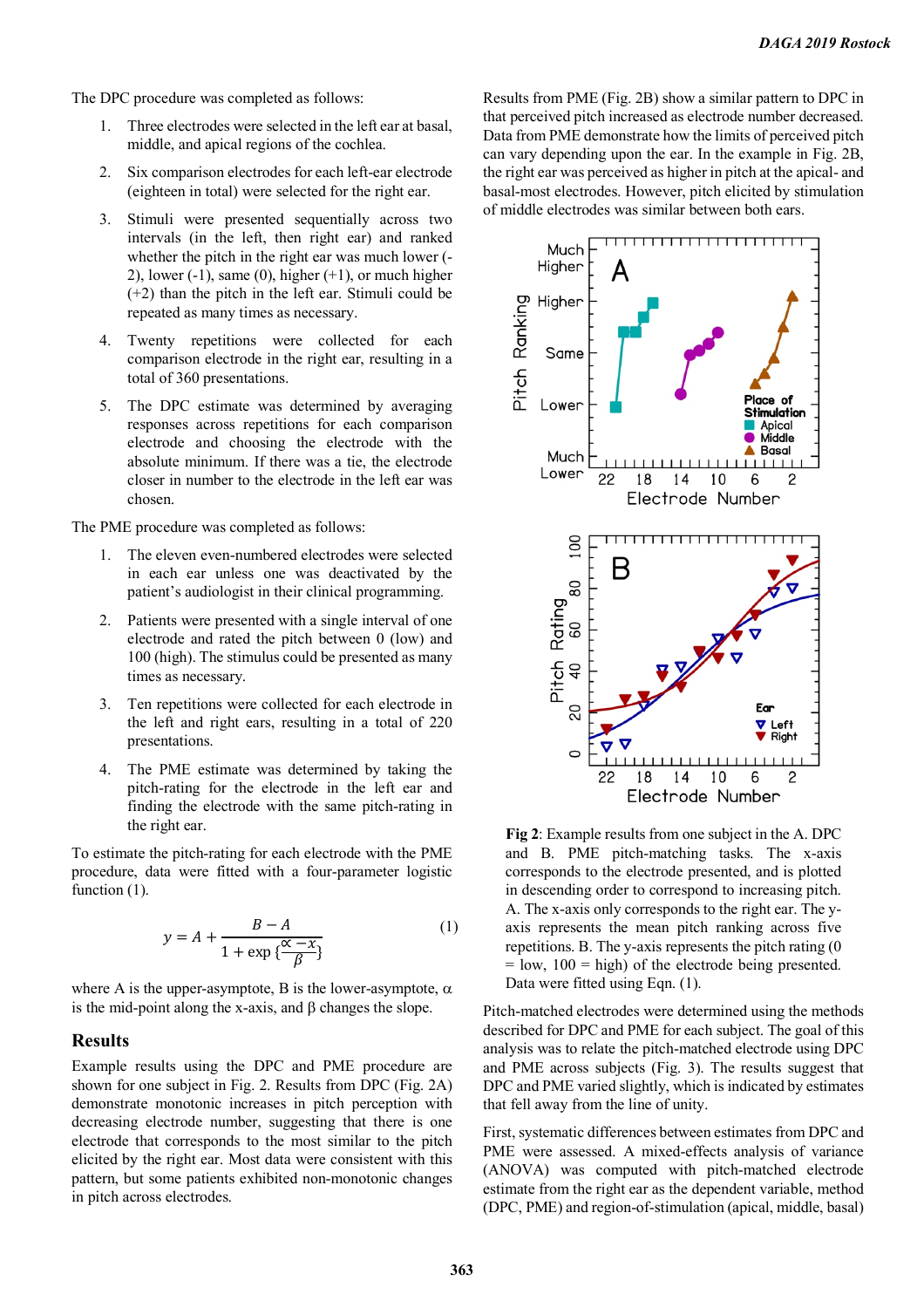The DPC procedure was completed as follows:

1. Three electrodes were selected in the left ear at basal, middle, and apical regions of the cochlea.
2. Six comparison electrodes for each left-ear electrode (eighteen in total) were selected for the right ear.
3. Stimuli were presented sequentially across two intervals (in the left, then right ear) and ranked whether the pitch in the right ear was much lower (-2), lower (-1), same (0), higher (+1), or much higher (+2) than the pitch in the left ear. Stimuli could be repeated as many times as necessary.
4. Twenty repetitions were collected for each comparison electrode in the right ear, resulting in a total of 360 presentations.
5. The DPC estimate was determined by averaging responses across repetitions for each comparison electrode and choosing the electrode with the absolute minimum. If there was a tie, the electrode closer in number to the electrode in the left ear was chosen.

The PME procedure was completed as follows:

1. The eleven even-numbered electrodes were selected in each ear unless one was deactivated by the patient's audiologist in their clinical programming.
2. Patients were presented with a single interval of one electrode and rated the pitch between 0 (low) and 100 (high). The stimulus could be presented as many times as necessary.
3. Ten repetitions were collected for each electrode in the left and right ears, resulting in a total of 220 presentations.
4. The PME estimate was determined by taking the pitch-rating for the electrode in the left ear and finding the electrode with the same pitch-rating in the right ear.

To estimate the pitch-rating for each electrode with the PME procedure, data were fitted with a four-parameter logistic function (1).

$$y = A + \frac{B - A}{1 + \exp\left\{\frac{\alpha - x}{\beta}\right\}} \quad (1)$$

where A is the upper-asymptote, B is the lower-asymptote, $\alpha$ is the mid-point along the x-axis, and $\beta$ changes the slope.

## Results

Example results using the DPC and PME procedure are shown for one subject in Fig. 2. Results from DPC (Fig. 2A) demonstrate monotonic increases in pitch perception with decreasing electrode number, suggesting that there is one electrode that corresponds to the most similar to the pitch elicited by the right ear. Most data were consistent with this pattern, but some patients exhibited non-monotonic changes in pitch across electrodes.

Results from PME (Fig. 2B) show a similar pattern to DPC in that perceived pitch increased as electrode number decreased. Data from PME demonstrate how the limits of perceived pitch can vary depending upon the ear. In the example in Fig. 2B, the right ear was perceived as higher in pitch at the apical- and basal-most electrodes. However, pitch elicited by stimulation of middle electrodes was similar between both ears.

**Fig 2**: Example results from one subject in the A. DPC and B. PME pitch-matching tasks. The x-axis corresponds to the electrode presented, and is plotted in descending order to correspond to increasing pitch. A. The x-axis only corresponds to the right ear. The y-axis represents the mean pitch ranking across five repetitions. B. The y-axis represents the pitch rating (0 = low, 100 = high) of the electrode being presented. Data were fitted using Eqn. (1).

Pitch-matched electrodes were determined using the methods described for DPC and PME for each subject. The goal of this analysis was to relate the pitch-matched electrode using DPC and PME across subjects (Fig. 3). The results suggest that DPC and PME varied slightly, which is indicated by estimates that fell away from the line of unity.

First, systematic differences between estimates from DPC and PME were assessed. A mixed-effects analysis of variance (ANOVA) was computed with pitch-matched electrode estimate from the right ear as the dependent variable, method (DPC, PME) and region-of-stimulation (apical, middle, basal)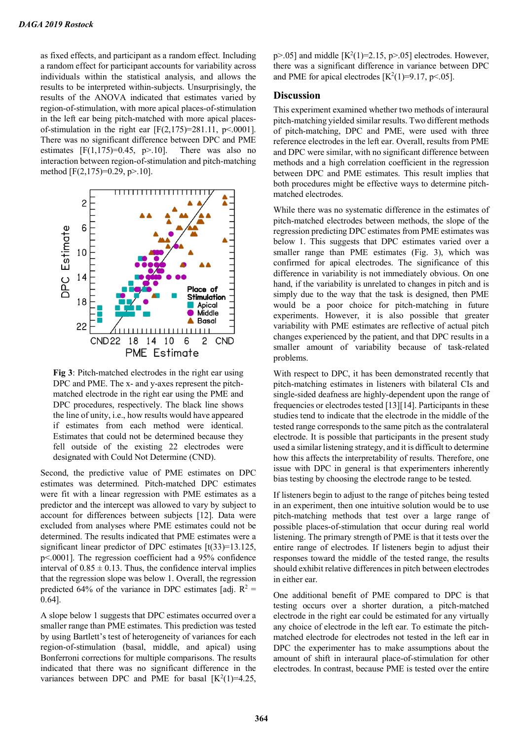as fixed effects, and participant as a random effect. Including a random effect for participant accounts for variability across individuals within the statistical analysis, and allows the results to be interpreted within-subjects. Unsurprisingly, the results of the ANOVA indicated that estimates varied by region-of-stimulation, with more apical places-of-stimulation in the left ear being pitch-matched with more apical places-of-stimulation in the right ear [$F(2,175)=281.11$, $p<.0001$]. There was no significant difference between DPC and PME estimates [$F(1,175)=0.45$, $p>.10$]. There was also no interaction between region-of-stimulation and pitch-matching method [$F(2,175)=0.29$, $p>.10$].

**Fig 3**: Pitch-matched electrodes in the right ear using DPC and PME. The x- and y-axes represent the pitch-matched electrode in the right ear using the PME and DPC procedures, respectively. The black line shows the line of unity, i.e., how results would have appeared if estimates from each method were identical. Estimates that could not be determined because they fell outside of the existing 22 electrodes were designated with Could Not Determine (CND).

Second, the predictive value of PME estimates on DPC estimates was determined. Pitch-matched DPC estimates were fit with a linear regression with PME estimates as a predictor and the intercept was allowed to vary by subject to account for differences between subjects [12]. Data were excluded from analyses where PME estimates could not be determined. The results indicated that PME estimates were a significant linear predictor of DPC estimates [$t(33)=13.125$, $p<.0001$]. The regression coefficient had a 95% confidence interval of $0.85 \pm 0.13$. Thus, the confidence interval implies that the regression slope was below 1. Overall, the regression predicted 64% of the variance in DPC estimates [adj. $R^2 = 0.64$].

A slope below 1 suggests that DPC estimates occurred over a smaller range than PME estimates. This prediction was tested by using Bartlett's test of heterogeneity of variances for each region-of-stimulation (basal, middle, and apical) using Bonferroni corrections for multiple comparisons. The results indicated that there was no significant difference in the variances between DPC and PME for basal [$K^2(1)=4.25$, $p>.05$] and middle [$K^2(1)=2.15$, $p>.05$] electrodes. However, there was a significant difference in variance between DPC and PME for apical electrodes [$K^2(1)=9.17$, $p<.05$].

## Discussion

This experiment examined whether two methods of interaural pitch-matching yielded similar results. Two different methods of pitch-matching, DPC and PME, were used with three reference electrodes in the left ear. Overall, results from PME and DPC were similar, with no significant difference between methods and a high correlation coefficient in the regression between DPC and PME estimates. This result implies that both procedures might be effective ways to determine pitch-matched electrodes.

While there was no systematic difference in the estimates of pitch-matched electrodes between methods, the slope of the regression predicting DPC estimates from PME estimates was below 1. This suggests that DPC estimates varied over a smaller range than PME estimates (Fig. 3), which was confirmed for apical electrodes. The significance of this difference in variability is not immediately obvious. On one hand, if the variability is unrelated to changes in pitch and is simply due to the way that the task is designed, then PME would be a poor choice for pitch-matching in future experiments. However, it is also possible that greater variability with PME estimates are reflective of actual pitch changes experienced by the patient, and that DPC results in a smaller amount of variability because of task-related problems.

With respect to DPC, it has been demonstrated recently that pitch-matching estimates in listeners with bilateral CIs and single-sided deafness are highly-dependent upon the range of frequencies or electrodes tested [13][14]. Participants in these studies tend to indicate that the electrode in the middle of the tested range corresponds to the same pitch as the contralateral electrode. It is possible that participants in the present study used a similar listening strategy, and it is difficult to determine how this affects the interpretability of results. Therefore, one issue with DPC in general is that experimenters inherently bias testing by choosing the electrode range to be tested.

If listeners begin to adjust to the range of pitches being tested in an experiment, then one intuitive solution would be to use pitch-matching methods that test over a large range of possible places-of-stimulation that occur during real world listening. The primary strength of PME is that it tests over the entire range of electrodes. If listeners begin to adjust their responses toward the middle of the tested range, the results should exhibit relative differences in pitch between electrodes in either ear.

One additional benefit of PME compared to DPC is that testing occurs over a shorter duration, a pitch-matched electrode in the right ear could be estimated for any virtually any choice of electrode in the left ear. To estimate the pitch-matched electrode for electrodes not tested in the left ear in the DPC the experimenter has to make assumptions about the amount of shift in interaural place-of-stimulation for other electrodes. In contrast, because PME is tested over the entire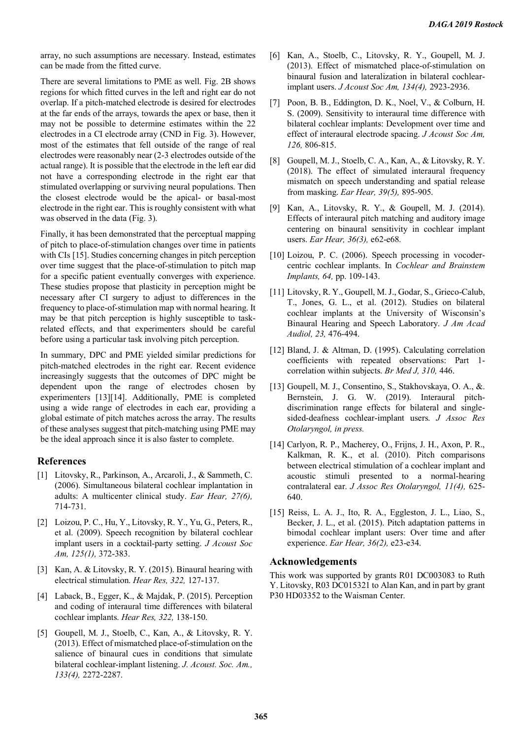array, no such assumptions are necessary. Instead, estimates can be made from the fitted curve.

There are several limitations to PME as well. Fig. 2B shows regions for which fitted curves in the left and right ear do not overlap. If a pitch-matched electrode is desired for electrodes at the far ends of the arrays, towards the apex or base, then it may not be possible to determine estimates within the 22 electrodes in a CI electrode array (CND in Fig. 3). However, most of the estimates that fell outside of the range of real electrodes were reasonably near (2-3 electrodes outside of the actual range). It is possible that the electrode in the left ear did not have a corresponding electrode in the right ear that stimulated overlapping or surviving neural populations. Then the closest electrode would be the apical- or basal-most electrode in the right ear. This is roughly consistent with what was observed in the data (Fig. 3).

Finally, it has been demonstrated that the perceptual mapping of pitch to place-of-stimulation changes over time in patients with CIs [15]. Studies concerning changes in pitch perception over time suggest that the place-of-stimulation to pitch map for a specific patient eventually converges with experience. These studies propose that plasticity in perception might be necessary after CI surgery to adjust to differences in the frequency to place-of-stimulation map with normal hearing. It may be that pitch perception is highly susceptible to task-related effects, and that experimenters should be careful before using a particular task involving pitch perception.

In summary, DPC and PME yielded similar predictions for pitch-matched electrodes in the right ear. Recent evidence increasingly suggests that the outcomes of DPC might be dependent upon the range of electrodes chosen by experimenters [13][14]. Additionally, PME is completed using a wide range of electrodes in each ear, providing a global estimate of pitch matches across the array. The results of these analyses suggest that pitch-matching using PME may be the ideal approach since it is also faster to complete.

## References

[1] Litovsky, R., Parkinson, A., Arcaroli, J., & Sammeth, C. (2006). Simultaneous bilateral cochlear implantation in adults: A multicenter clinical study. *Ear Hear, 27(6),* 714-731.

[2] Loizou, P. C., Hu, Y., Litovsky, R. Y., Yu, G., Peters, R., et al. (2009). Speech recognition by bilateral cochlear implant users in a cocktail-party setting. *J Acoust Soc Am, 125(1),* 372-383.

[3] Kan, A. & Litovsky, R. Y. (2015). Binaural hearing with electrical stimulation. *Hear Res, 322,* 127-137.

[4] Laback, B., Egger, K., & Majdak, P. (2015). Perception and coding of interaural time differences with bilateral cochlear implants. *Hear Res, 322,* 138-150.

[5] Goupell, M. J., Stoelb, C., Kan, A., & Litovsky, R. Y. (2013). Effect of mismatched place-of-stimulation on the salience of binaural cues in conditions that simulate bilateral cochlear-implant listening. *J. Acoust. Soc. Am., 133(4),* 2272-2287.

[6] Kan, A., Stoelb, C., Litovsky, R. Y., Goupell, M. J. (2013). Effect of mismatched place-of-stimulation on binaural fusion and lateralization in bilateral cochlear-implant users. *J Acoust Soc Am, 134(4),* 2923-2936.

[7] Poon, B. B., Eddington, D. K., Noel, V., & Colburn, H. S. (2009). Sensitivity to interaural time difference with bilateral cochlear implants: Development over time and effect of interaural electrode spacing. *J Acoust Soc Am, 126,* 806-815.

[8] Goupell, M. J., Stoelb, C. A., Kan, A., & Litovsky, R. Y. (2018). The effect of simulated interaural frequency mismatch on speech understanding and spatial release from masking. *Ear Hear, 39(5),* 895-905.

[9] Kan, A., Litovsky, R. Y., & Goupell, M. J. (2014). Effects of interaural pitch matching and auditory image centering on binaural sensitivity in cochlear implant users. *Ear Hear, 36(3),* e62-e68.

[10] Loizou, P. C. (2006). Speech processing in vocoder-centric cochlear implants. In *Cochlear and Brainstem Implants, 64,* pp. 109-143.

[11] Litovsky, R. Y., Goupell, M. J., Godar, S., Grieco-Calub, T., Jones, G. L., et al. (2012). Studies on bilateral cochlear implants at the University of Wisconsin's Binaural Hearing and Speech Laboratory. *J Am Acad Audiol, 23,* 476-494.

[12] Bland, J. & Altman, D. (1995). Calculating correlation coefficients with repeated observations: Part 1-correlation within subjects. *Br Med J, 310,* 446.

[13] Goupell, M. J., Consentino, S., Stakhovskaya, O. A., &. Bernstein, J. G. W. (2019). Interaural pitch-discrimination range effects for bilateral and single-sided-deafness cochlear-implant users. *J Assoc Res Otolaryngol, in press.*

[14] Carlyon, R. P., Macherey, O., Frijns, J. H., Axon, P. R., Kalkman, R. K., et al. (2010). Pitch comparisons between electrical stimulation of a cochlear implant and acoustic stimuli presented to a normal-hearing contralateral ear. *J Assoc Res Otolaryngol, 11(4),* 625-640.

[15] Reiss, L. A. J., Ito, R. A., Eggleston, J. L., Liao, S., Becker, J. L., et al. (2015). Pitch adaptation patterns in bimodal cochlear implant users: Over time and after experience. *Ear Hear, 36(2),* e23-e34.

## Acknowledgements

This work was supported by grants R01 DC003083 to Ruth Y. Litovsky, R03 DC015321 to Alan Kan, and in part by grant P30 HD03352 to the Waisman Center.